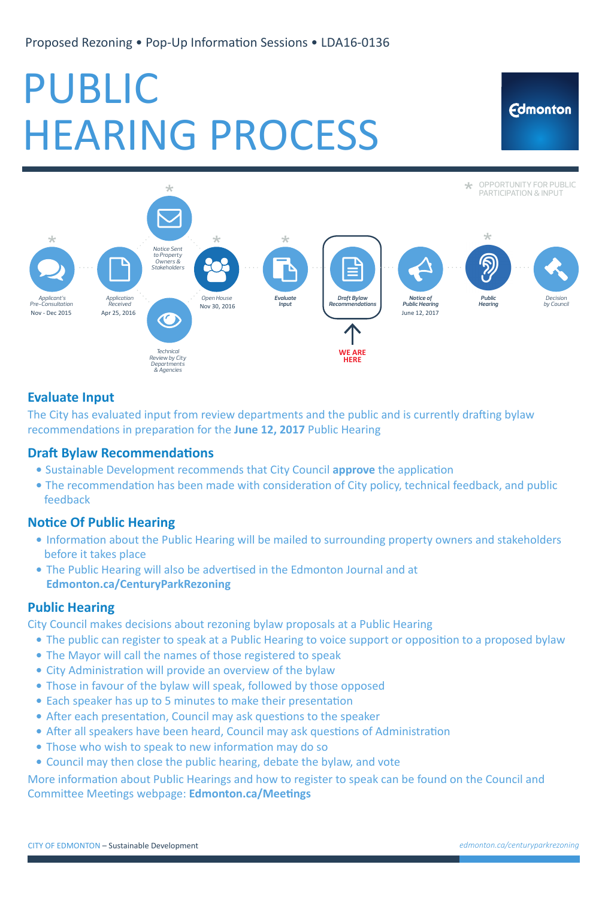Proposed Rezoning • Pop-Up Information Sessions • LDA16-0136

# PUBLIC HEARING PROCESS

Edmonton

* OPPORTUNITY FOR PUBLIC PARTICIPATION & INPUT

- * Applicant's Pre-Consultation — Nov - Dec 2015
- Application Received — Apr 25, 2016
- * Notice Sent to Property Owners & Stakeholders
- Technical Review by City Departments & Agencies
- * Open House — Nov 30, 2016
- * Evaluate Input
- Draft Bylaw Recommendations — **WE ARE HERE**
- Notice of Public Hearing — June 12, 2017
- * Public Hearing
- Decision by Council

## Evaluate Input

The City has evaluated input from review departments and the public and is currently drafting bylaw recommendations in preparation for the **June 12, 2017** Public Hearing

## Draft Bylaw Recommendations

- Sustainable Development recommends that City Council **approve** the application
- The recommendation has been made with consideration of City policy, technical feedback, and public feedback

## Notice Of Public Hearing

- Information about the Public Hearing will be mailed to surrounding property owners and stakeholders before it takes place
- The Public Hearing will also be advertised in the Edmonton Journal and at **Edmonton.ca/CenturyParkRezoning**

## Public Hearing

City Council makes decisions about rezoning bylaw proposals at a Public Hearing

- The public can register to speak at a Public Hearing to voice support or opposition to a proposed bylaw
- The Mayor will call the names of those registered to speak
- City Administration will provide an overview of the bylaw
- Those in favour of the bylaw will speak, followed by those opposed
- Each speaker has up to 5 minutes to make their presentation
- After each presentation, Council may ask questions to the speaker
- After all speakers have been heard, Council may ask questions of Administration
- Those who wish to speak to new information may do so
- Council may then close the public hearing, debate the bylaw, and vote

More information about Public Hearings and how to register to speak can be found on the Council and Committee Meetings webpage: **Edmonton.ca/Meetings**

CITY OF EDMONTON – Sustainable Development

*edmonton.ca/centuryparkrezoning*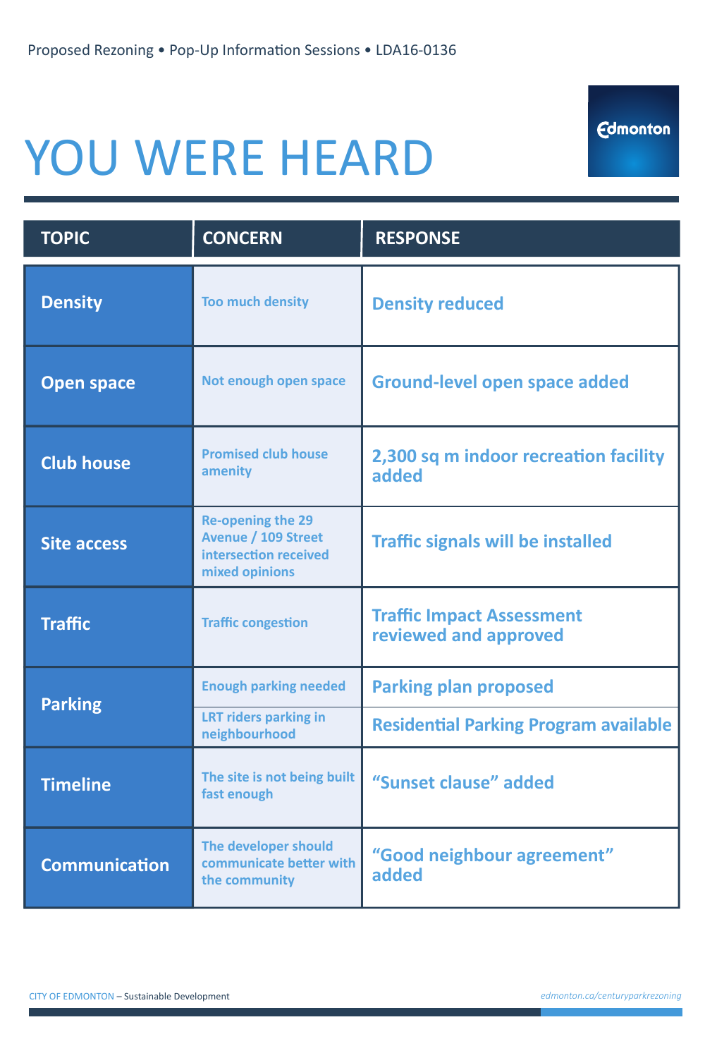Proposed Rezoning • Pop-Up Information Sessions • LDA16-0136

# YOU WERE HEARD

| TOPIC | CONCERN | RESPONSE |
|---|---|---|
| **Density** | Too much density | Density reduced |
| **Open space** | Not enough open space | Ground-level open space added |
| **Club house** | Promised club house amenity | 2,300 sq m indoor recreation facility added |
| **Site access** | Re-opening the 29 Avenue / 109 Street intersection received mixed opinions | Traffic signals will be installed |
| **Traffic** | Traffic congestion | Traffic Impact Assessment reviewed and approved |
| **Parking** | Enough parking needed | Parking plan proposed |
| | LRT riders parking in neighbourhood | Residential Parking Program available |
| **Timeline** | The site is not being built fast enough | "Sunset clause" added |
| **Communication** | The developer should communicate better with the community | "Good neighbour agreement" added |

CITY OF EDMONTON – Sustainable Development

*edmonton.ca/centuryparkrezoning*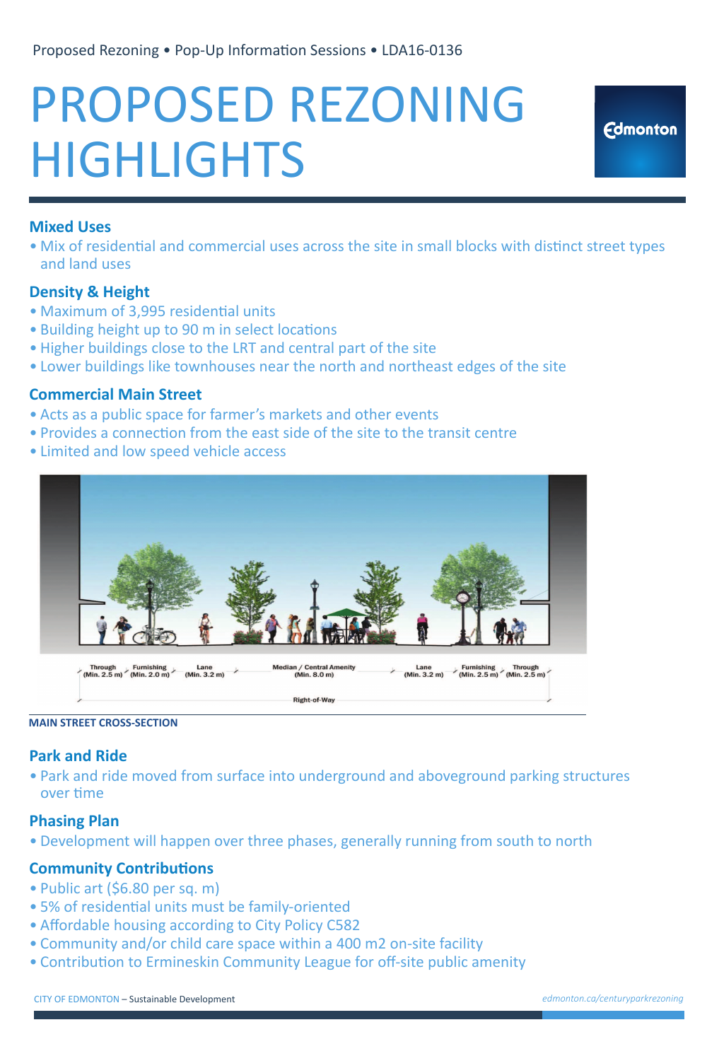# PROPOSED REZONING HIGHLIGHTS

## Mixed Uses

- Mix of residential and commercial uses across the site in small blocks with distinct street types and land uses

## Density & Height

- Maximum of 3,995 residential units
- Building height up to 90 m in select locations
- Higher buildings close to the LRT and central part of the site
- Lower buildings like townhouses near the north and northeast edges of the site

## Commercial Main Street

- Acts as a public space for farmer's markets and other events
- Provides a connection from the east side of the site to the transit centre
- Limited and low speed vehicle access

Through (Min. 2.5 m)
Furnishing (Min. 2.0 m)
Lane (Min. 3.2 m)
Median / Central Amenity (Min. 8.0 m)
Lane (Min. 3.2 m)
Furnishing (Min. 2.5 m)
Through (Min. 2.5 m)
Right-of-Way

**MAIN STREET CROSS-SECTION**

## Park and Ride

- Park and ride moved from surface into underground and aboveground parking structures over time

## Phasing Plan

- Development will happen over three phases, generally running from south to north

## Community Contributions

- Public art ($6.80 per sq. m)
- 5% of residential units must be family-oriented
- Affordable housing according to City Policy C582
- Community and/or child care space within a 400 m2 on-site facility
- Contribution to Ermineskin Community League for off-site public amenity